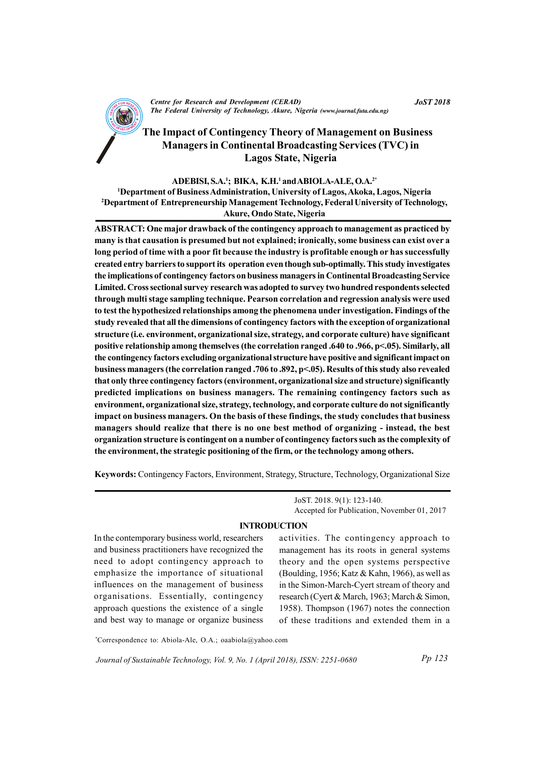# The Impact of Contingency Theory of Management on Business Managers in Continental Broadcasting Services (TVC) in Lagos State, Nigeria

**ADEBISI, S.A.[1]; BIKA, K.H.[1] and ABIOLA-ALE, O.A.[2*]**

[1]Department of Business Administration, University of Lagos, Akoka, Lagos, Nigeria
[2]Department of Entrepreneurship Management Technology, Federal University of Technology, Akure, Ondo State, Nigeria

**ABSTRACT: One major drawback of the contingency approach to management as practiced by many is that causation is presumed but not explained; ironically, some business can exist over a long period of time with a poor fit because the industry is profitable enough or has successfully created entry barriers to support its operation even though sub-optimally. This study investigates the implications of contingency factors on business managers in Continental Broadcasting Service Limited. Cross sectional survey research was adopted to survey two hundred respondents selected through multi stage sampling technique. Pearson correlation and regression analysis were used to test the hypothesized relationships among the phenomena under investigation. Findings of the study revealed that all the dimensions of contingency factors with the exception of organizational structure (i.e. environment, organizational size, strategy, and corporate culture) have significant positive relationship among themselves (the correlation ranged .640 to .966, p<.05). Similarly, all the contingency factors excluding organizational structure have positive and significant impact on business managers (the correlation ranged .706 to .892, p<.05). Results of this study also revealed that only three contingency factors (environment, organizational size and structure) significantly predicted implications on business managers. The remaining contingency factors such as environment, organizational size, strategy, technology, and corporate culture do not significantly impact on business managers. On the basis of these findings, the study concludes that business managers should realize that there is no one best method of organizing - instead, the best organization structure is contingent on a number of contingency factors such as the complexity of the environment, the strategic positioning of the firm, or the technology among others.**

**Keywords:** Contingency Factors, Environment, Strategy, Structure, Technology, Organizational Size

JoST. 2018. 9(1): 123-140.
Accepted for Publication, November 01, 2017

## INTRODUCTION

In the contemporary business world, researchers and business practitioners have recognized the need to adopt contingency approach to emphasize the importance of situational influences on the management of business organisations. Essentially, contingency approach questions the existence of a single and best way to manage or organize business activities. The contingency approach to management has its roots in general systems theory and the open systems perspective (Boulding, 1956; Katz & Kahn, 1966), as well as in the Simon-March-Cyert stream of theory and research (Cyert & March, 1963; March & Simon, 1958). Thompson (1967) notes the connection of these traditions and extended them in a

*Correspondence to: Abiola-Ale, O.A.; oaabiola@yahoo.com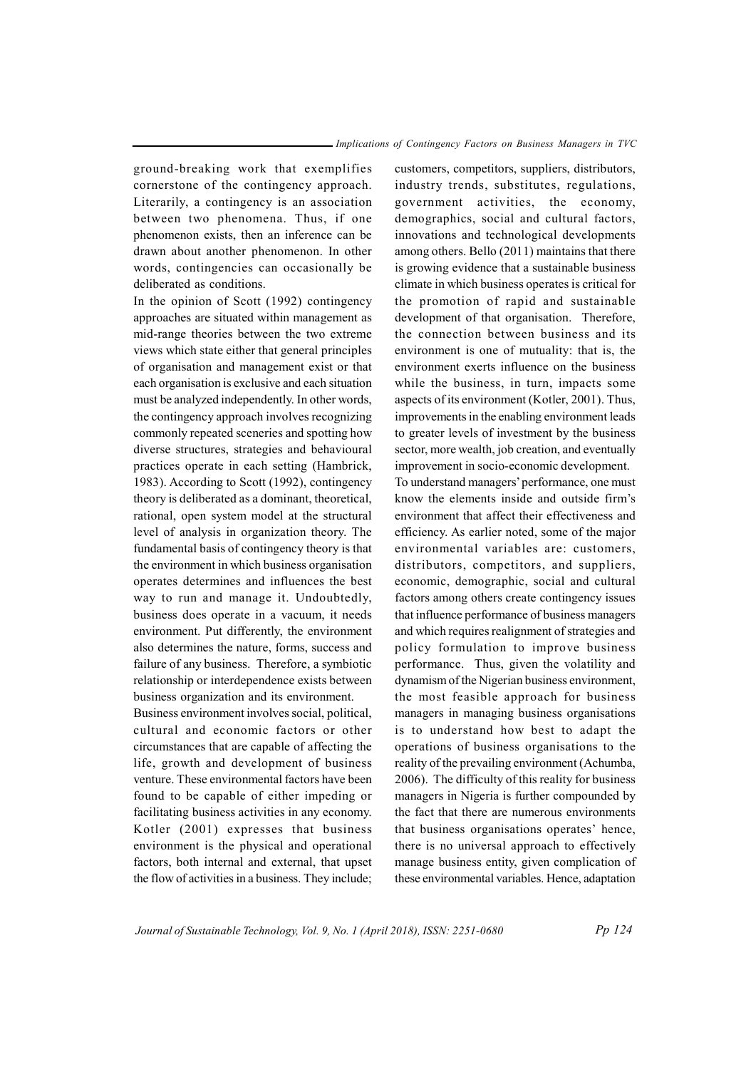ground-breaking work that exemplifies cornerstone of the contingency approach. Literarily, a contingency is an association between two phenomena. Thus, if one phenomenon exists, then an inference can be drawn about another phenomenon. In other words, contingencies can occasionally be deliberated as conditions.

In the opinion of Scott (1992) contingency approaches are situated within management as mid-range theories between the two extreme views which state either that general principles of organisation and management exist or that each organisation is exclusive and each situation must be analyzed independently. In other words, the contingency approach involves recognizing commonly repeated sceneries and spotting how diverse structures, strategies and behavioural practices operate in each setting (Hambrick, 1983). According to Scott (1992), contingency theory is deliberated as a dominant, theoretical, rational, open system model at the structural level of analysis in organization theory. The fundamental basis of contingency theory is that the environment in which business organisation operates determines and influences the best way to run and manage it. Undoubtedly, business does operate in a vacuum, it needs environment. Put differently, the environment also determines the nature, forms, success and failure of any business. Therefore, a symbiotic relationship or interdependence exists between business organization and its environment.

Business environment involves social, political, cultural and economic factors or other circumstances that are capable of affecting the life, growth and development of business venture. These environmental factors have been found to be capable of either impeding or facilitating business activities in any economy. Kotler (2001) expresses that business environment is the physical and operational factors, both internal and external, that upset the flow of activities in a business. They include; customers, competitors, suppliers, distributors, industry trends, substitutes, regulations, government activities, the economy, demographics, social and cultural factors, innovations and technological developments among others. Bello (2011) maintains that there is growing evidence that a sustainable business climate in which business operates is critical for the promotion of rapid and sustainable development of that organisation. Therefore, the connection between business and its environment is one of mutuality: that is, the environment exerts influence on the business while the business, in turn, impacts some aspects of its environment (Kotler, 2001). Thus, improvements in the enabling environment leads to greater levels of investment by the business sector, more wealth, job creation, and eventually improvement in socio-economic development.

To understand managers' performance, one must know the elements inside and outside firm's environment that affect their effectiveness and efficiency. As earlier noted, some of the major environmental variables are: customers, distributors, competitors, and suppliers, economic, demographic, social and cultural factors among others create contingency issues that influence performance of business managers and which requires realignment of strategies and policy formulation to improve business performance. Thus, given the volatility and dynamism of the Nigerian business environment, the most feasible approach for business managers in managing business organisations is to understand how best to adapt the operations of business organisations to the reality of the prevailing environment (Achumba, 2006). The difficulty of this reality for business managers in Nigeria is further compounded by the fact that there are numerous environments that business organisations operates' hence, there is no universal approach to effectively manage business entity, given complication of these environmental variables. Hence, adaptation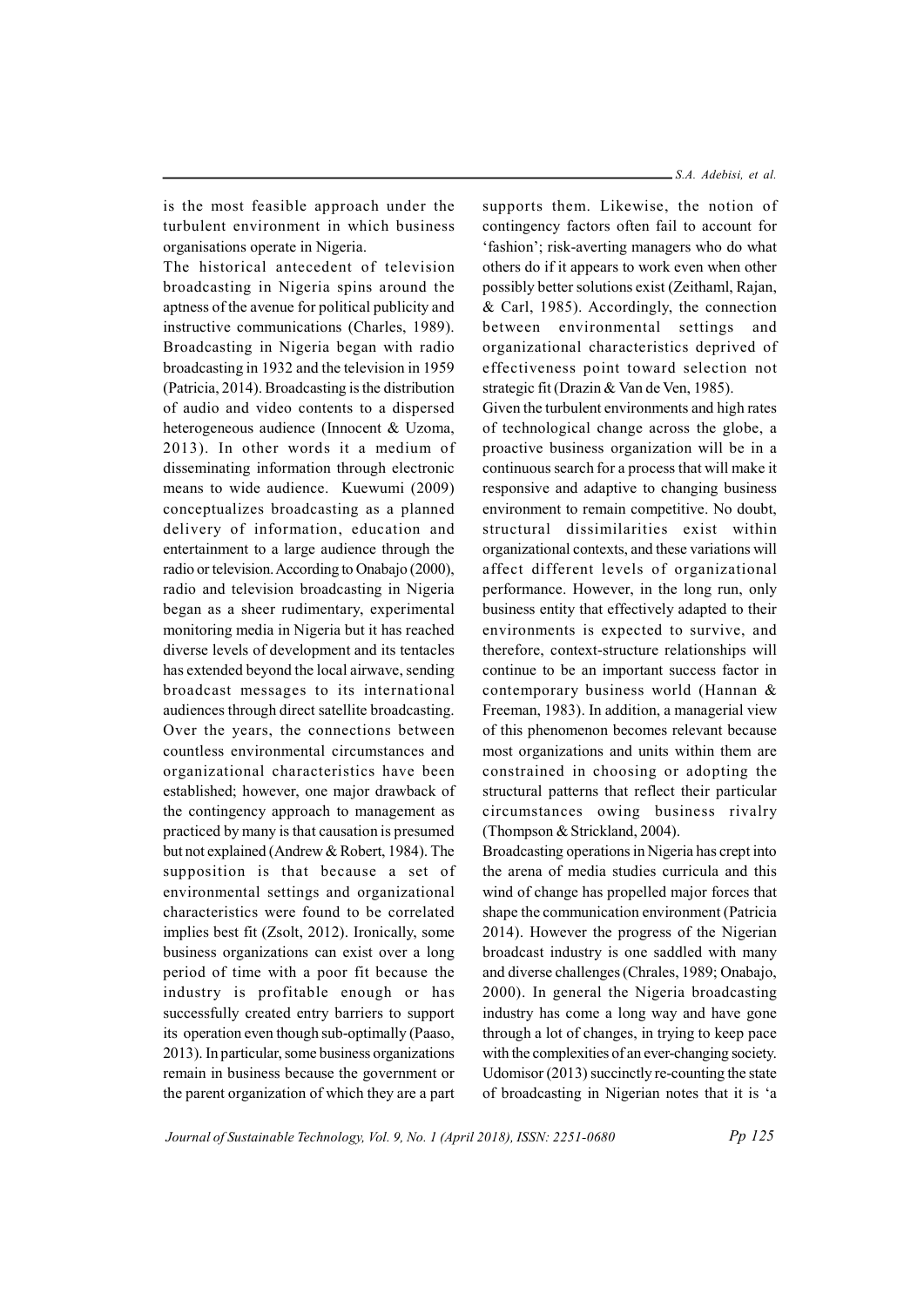is the most feasible approach under the turbulent environment in which business organisations operate in Nigeria.

The historical antecedent of television broadcasting in Nigeria spins around the aptness of the avenue for political publicity and instructive communications (Charles, 1989). Broadcasting in Nigeria began with radio broadcasting in 1932 and the television in 1959 (Patricia, 2014). Broadcasting is the distribution of audio and video contents to a dispersed heterogeneous audience (Innocent & Uzoma, 2013). In other words it a medium of disseminating information through electronic means to wide audience. Kuewumi (2009) conceptualizes broadcasting as a planned delivery of information, education and entertainment to a large audience through the radio or television. According to Onabajo (2000), radio and television broadcasting in Nigeria began as a sheer rudimentary, experimental monitoring media in Nigeria but it has reached diverse levels of development and its tentacles has extended beyond the local airwave, sending broadcast messages to its international audiences through direct satellite broadcasting. Over the years, the connections between countless environmental circumstances and organizational characteristics have been established; however, one major drawback of the contingency approach to management as practiced by many is that causation is presumed but not explained (Andrew & Robert, 1984). The supposition is that because a set of environmental settings and organizational characteristics were found to be correlated implies best fit (Zsolt, 2012). Ironically, some business organizations can exist over a long period of time with a poor fit because the industry is profitable enough or has successfully created entry barriers to support its operation even though sub-optimally (Paaso, 2013). In particular, some business organizations remain in business because the government or the parent organization of which they are a part supports them. Likewise, the notion of contingency factors often fail to account for 'fashion'; risk-averting managers who do what others do if it appears to work even when other possibly better solutions exist (Zeithaml, Rajan, & Carl, 1985). Accordingly, the connection between environmental settings and organizational characteristics deprived of effectiveness point toward selection not strategic fit (Drazin & Van de Ven, 1985).

Given the turbulent environments and high rates of technological change across the globe, a proactive business organization will be in a continuous search for a process that will make it responsive and adaptive to changing business environment to remain competitive. No doubt, structural dissimilarities exist within organizational contexts, and these variations will affect different levels of organizational performance. However, in the long run, only business entity that effectively adapted to their environments is expected to survive, and therefore, context-structure relationships will continue to be an important success factor in contemporary business world (Hannan & Freeman, 1983). In addition, a managerial view of this phenomenon becomes relevant because most organizations and units within them are constrained in choosing or adopting the structural patterns that reflect their particular circumstances owing business rivalry (Thompson & Strickland, 2004).

Broadcasting operations in Nigeria has crept into the arena of media studies curricula and this wind of change has propelled major forces that shape the communication environment (Patricia 2014). However the progress of the Nigerian broadcast industry is one saddled with many and diverse challenges (Chrales, 1989; Onabajo, 2000). In general the Nigeria broadcasting industry has come a long way and have gone through a lot of changes, in trying to keep pace with the complexities of an ever-changing society. Udomisor (2013) succinctly re-counting the state of broadcasting in Nigerian notes that it is 'a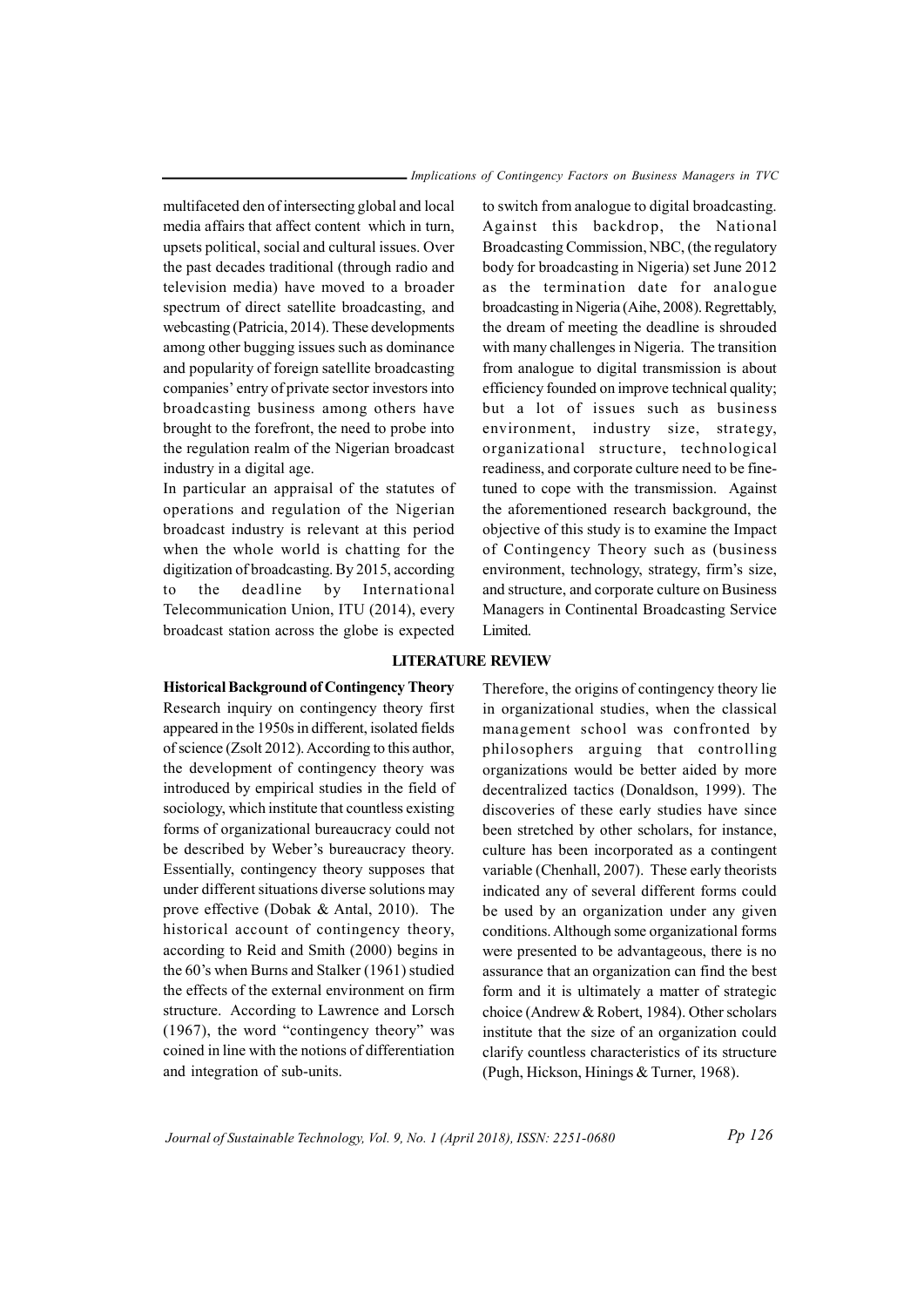multifaceted den of intersecting global and local media affairs that affect content which in turn, upsets political, social and cultural issues. Over the past decades traditional (through radio and television media) have moved to a broader spectrum of direct satellite broadcasting, and webcasting (Patricia, 2014). These developments among other bugging issues such as dominance and popularity of foreign satellite broadcasting companies' entry of private sector investors into broadcasting business among others have brought to the forefront, the need to probe into the regulation realm of the Nigerian broadcast industry in a digital age.

In particular an appraisal of the statutes of operations and regulation of the Nigerian broadcast industry is relevant at this period when the whole world is chatting for the digitization of broadcasting. By 2015, according to the deadline by International Telecommunication Union, ITU (2014), every broadcast station across the globe is expected to switch from analogue to digital broadcasting. Against this backdrop, the National Broadcasting Commission, NBC, (the regulatory body for broadcasting in Nigeria) set June 2012 as the termination date for analogue broadcasting in Nigeria (Aihe, 2008). Regrettably, the dream of meeting the deadline is shrouded with many challenges in Nigeria. The transition from analogue to digital transmission is about efficiency founded on improve technical quality; but a lot of issues such as business environment, industry size, strategy, organizational structure, technological readiness, and corporate culture need to be fine-tuned to cope with the transmission. Against the aforementioned research background, the objective of this study is to examine the Impact of Contingency Theory such as (business environment, technology, strategy, firm's size, and structure, and corporate culture on Business Managers in Continental Broadcasting Service Limited.

## LITERATURE REVIEW

### Historical Background of Contingency Theory

Research inquiry on contingency theory first appeared in the 1950s in different, isolated fields of science (Zsolt 2012). According to this author, the development of contingency theory was introduced by empirical studies in the field of sociology, which institute that countless existing forms of organizational bureaucracy could not be described by Weber's bureaucracy theory. Essentially, contingency theory supposes that under different situations diverse solutions may prove effective (Dobak & Antal, 2010). The historical account of contingency theory, according to Reid and Smith (2000) begins in the 60's when Burns and Stalker (1961) studied the effects of the external environment on firm structure. According to Lawrence and Lorsch (1967), the word "contingency theory" was coined in line with the notions of differentiation and integration of sub-units.

Therefore, the origins of contingency theory lie in organizational studies, when the classical management school was confronted by philosophers arguing that controlling organizations would be better aided by more decentralized tactics (Donaldson, 1999). The discoveries of these early studies have since been stretched by other scholars, for instance, culture has been incorporated as a contingent variable (Chenhall, 2007). These early theorists indicated any of several different forms could be used by an organization under any given conditions. Although some organizational forms were presented to be advantageous, there is no assurance that an organization can find the best form and it is ultimately a matter of strategic choice (Andrew & Robert, 1984). Other scholars institute that the size of an organization could clarify countless characteristics of its structure (Pugh, Hickson, Hinings & Turner, 1968).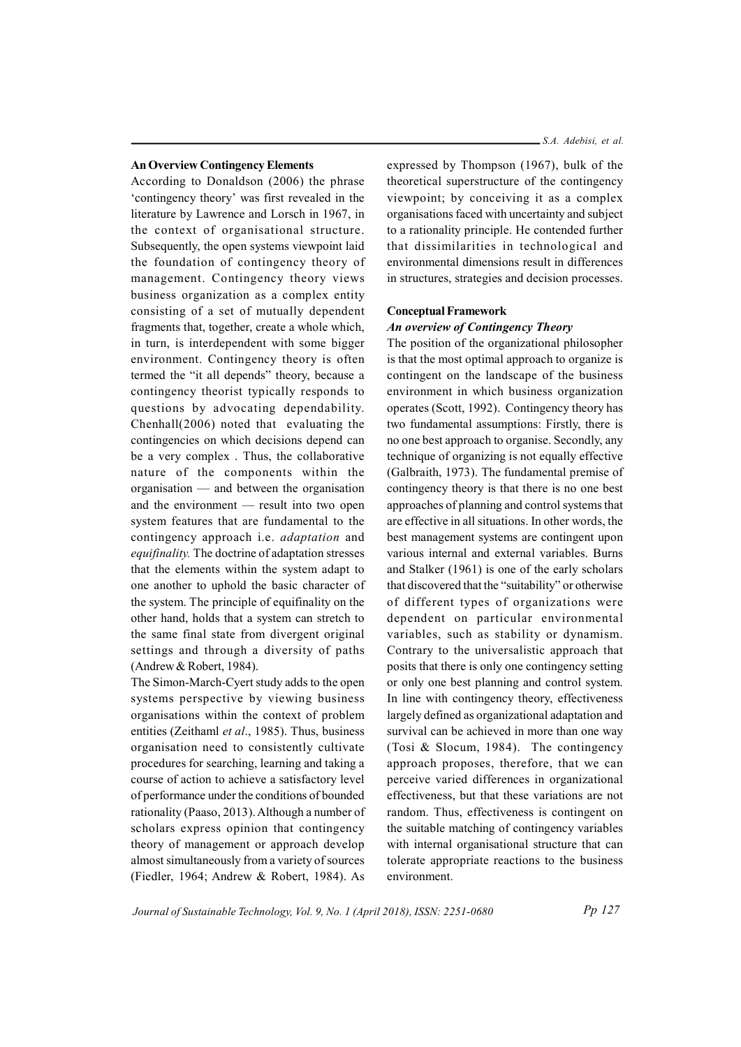### An Overview Contingency Elements

According to Donaldson (2006) the phrase 'contingency theory' was first revealed in the literature by Lawrence and Lorsch in 1967, in the context of organisational structure. Subsequently, the open systems viewpoint laid the foundation of contingency theory of management. Contingency theory views business organization as a complex entity consisting of a set of mutually dependent fragments that, together, create a whole which, in turn, is interdependent with some bigger environment. Contingency theory is often termed the "it all depends" theory, because a contingency theorist typically responds to questions by advocating dependability. Chenhall(2006) noted that evaluating the contingencies on which decisions depend can be a very complex . Thus, the collaborative nature of the components within the organisation — and between the organisation and the environment — result into two open system features that are fundamental to the contingency approach i.e. *adaptation* and *equifinality.* The doctrine of adaptation stresses that the elements within the system adapt to one another to uphold the basic character of the system. The principle of equifinality on the other hand, holds that a system can stretch to the same final state from divergent original settings and through a diversity of paths (Andrew & Robert, 1984).

The Simon-March-Cyert study adds to the open systems perspective by viewing business organisations within the context of problem entities (Zeithaml *et al*., 1985). Thus, business organisation need to consistently cultivate procedures for searching, learning and taking a course of action to achieve a satisfactory level of performance under the conditions of bounded rationality (Paaso, 2013). Although a number of scholars express opinion that contingency theory of management or approach develop almost simultaneously from a variety of sources (Fiedler, 1964; Andrew & Robert, 1984). As expressed by Thompson (1967), bulk of the theoretical superstructure of the contingency viewpoint; by conceiving it as a complex organisations faced with uncertainty and subject to a rationality principle. He contended further that dissimilarities in technological and environmental dimensions result in differences in structures, strategies and decision processes.

### Conceptual Framework

#### *An overview of Contingency Theory*

The position of the organizational philosopher is that the most optimal approach to organize is contingent on the landscape of the business environment in which business organization operates (Scott, 1992). Contingency theory has two fundamental assumptions: Firstly, there is no one best approach to organise. Secondly, any technique of organizing is not equally effective (Galbraith, 1973). The fundamental premise of contingency theory is that there is no one best approaches of planning and control systems that are effective in all situations. In other words, the best management systems are contingent upon various internal and external variables. Burns and Stalker (1961) is one of the early scholars that discovered that the "suitability" or otherwise of different types of organizations were dependent on particular environmental variables, such as stability or dynamism. Contrary to the universalistic approach that posits that there is only one contingency setting or only one best planning and control system. In line with contingency theory, effectiveness largely defined as organizational adaptation and survival can be achieved in more than one way (Tosi & Slocum, 1984). The contingency approach proposes, therefore, that we can perceive varied differences in organizational effectiveness, but that these variations are not random. Thus, effectiveness is contingent on the suitable matching of contingency variables with internal organisational structure that can tolerate appropriate reactions to the business environment.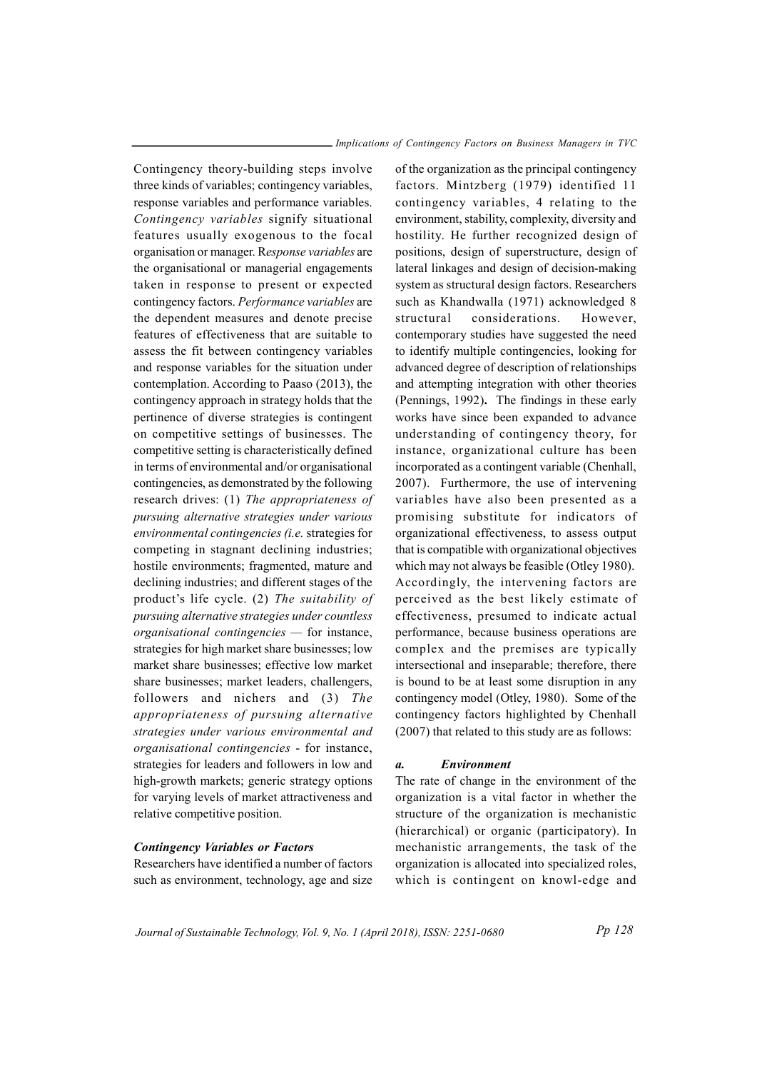Contingency theory-building steps involve three kinds of variables; contingency variables, response variables and performance variables. *Contingency variables* signify situational features usually exogenous to the focal organisation or manager. R*esponse variables* are the organisational or managerial engagements taken in response to present or expected contingency factors. *Performance variables* are the dependent measures and denote precise features of effectiveness that are suitable to assess the fit between contingency variables and response variables for the situation under contemplation. According to Paaso (2013), the contingency approach in strategy holds that the pertinence of diverse strategies is contingent on competitive settings of businesses. The competitive setting is characteristically defined in terms of environmental and/or organisational contingencies, as demonstrated by the following research drives: (1) *The appropriateness of pursuing alternative strategies under various environmental contingencies (i.e.* strategies for competing in stagnant declining industries; hostile environments; fragmented, mature and declining industries; and different stages of the product's life cycle. (2) *The suitability of pursuing alternative strategies under countless organisational contingencies* — for instance, strategies for high market share businesses; low market share businesses; effective low market share businesses; market leaders, challengers, followers and nichers and (3) *The appropriateness of pursuing alternative strategies under various environmental and organisational contingencies* - for instance, strategies for leaders and followers in low and high-growth markets; generic strategy options for varying levels of market attractiveness and relative competitive position.

### *Contingency Variables or Factors*

Researchers have identified a number of factors such as environment, technology, age and size of the organization as the principal contingency factors. Mintzberg (1979) identified 11 contingency variables, 4 relating to the environment, stability, complexity, diversity and hostility. He further recognized design of positions, design of superstructure, design of lateral linkages and design of decision-making system as structural design factors. Researchers such as Khandwalla (1971) acknowledged 8 structural considerations. However, contemporary studies have suggested the need to identify multiple contingencies, looking for advanced degree of description of relationships and attempting integration with other theories (Pennings, 1992)**.** The findings in these early works have since been expanded to advance understanding of contingency theory, for instance, organizational culture has been incorporated as a contingent variable (Chenhall, 2007). Furthermore, the use of intervening variables have also been presented as a promising substitute for indicators of organizational effectiveness, to assess output that is compatible with organizational objectives which may not always be feasible (Otley 1980). Accordingly, the intervening factors are perceived as the best likely estimate of effectiveness, presumed to indicate actual performance, because business operations are complex and the premises are typically intersectional and inseparable; therefore, there is bound to be at least some disruption in any contingency model (Otley, 1980). Some of the contingency factors highlighted by Chenhall (2007) that related to this study are as follows:

#### ***a. Environment***

The rate of change in the environment of the organization is a vital factor in whether the structure of the organization is mechanistic (hierarchical) or organic (participatory). In mechanistic arrangements, the task of the organization is allocated into specialized roles, which is contingent on knowl-edge and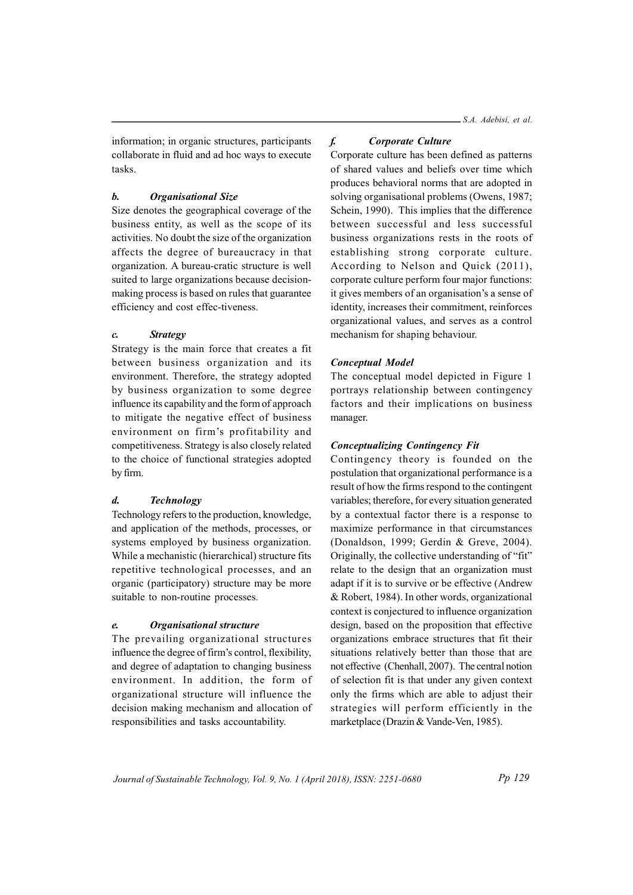information; in organic structures, participants collaborate in fluid and ad hoc ways to execute tasks.

### b. Organisational Size

Size denotes the geographical coverage of the business entity, as well as the scope of its activities. No doubt the size of the organization affects the degree of bureaucracy in that organization. A bureau-cratic structure is well suited to large organizations because decision-making process is based on rules that guarantee efficiency and cost effec-tiveness.

### c. Strategy

Strategy is the main force that creates a fit between business organization and its environment. Therefore, the strategy adopted by business organization to some degree influence its capability and the form of approach to mitigate the negative effect of business environment on firm's profitability and competitiveness. Strategy is also closely related to the choice of functional strategies adopted by firm.

### d. Technology

Technology refers to the production, knowledge, and application of the methods, processes, or systems employed by business organization. While a mechanistic (hierarchical) structure fits repetitive technological processes, and an organic (participatory) structure may be more suitable to non-routine processes.

### e. Organisational structure

The prevailing organizational structures influence the degree of firm's control, flexibility, and degree of adaptation to changing business environment. In addition, the form of organizational structure will influence the decision making mechanism and allocation of responsibilities and tasks accountability.

### f. Corporate Culture

Corporate culture has been defined as patterns of shared values and beliefs over time which produces behavioral norms that are adopted in solving organisational problems (Owens, 1987; Schein, 1990). This implies that the difference between successful and less successful business organizations rests in the roots of establishing strong corporate culture. According to Nelson and Quick (2011), corporate culture perform four major functions: it gives members of an organisation's a sense of identity, increases their commitment, reinforces organizational values, and serves as a control mechanism for shaping behaviour.

### Conceptual Model

The conceptual model depicted in Figure 1 portrays relationship between contingency factors and their implications on business manager.

### Conceptualizing Contingency Fit

Contingency theory is founded on the postulation that organizational performance is a result of how the firms respond to the contingent variables; therefore, for every situation generated by a contextual factor there is a response to maximize performance in that circumstances (Donaldson, 1999; Gerdin & Greve, 2004). Originally, the collective understanding of "fit" relate to the design that an organization must adapt if it is to survive or be effective (Andrew & Robert, 1984). In other words, organizational context is conjectured to influence organization design, based on the proposition that effective organizations embrace structures that fit their situations relatively better than those that are not effective (Chenhall, 2007). The central notion of selection fit is that under any given context only the firms which are able to adjust their strategies will perform efficiently in the marketplace (Drazin & Vande-Ven, 1985).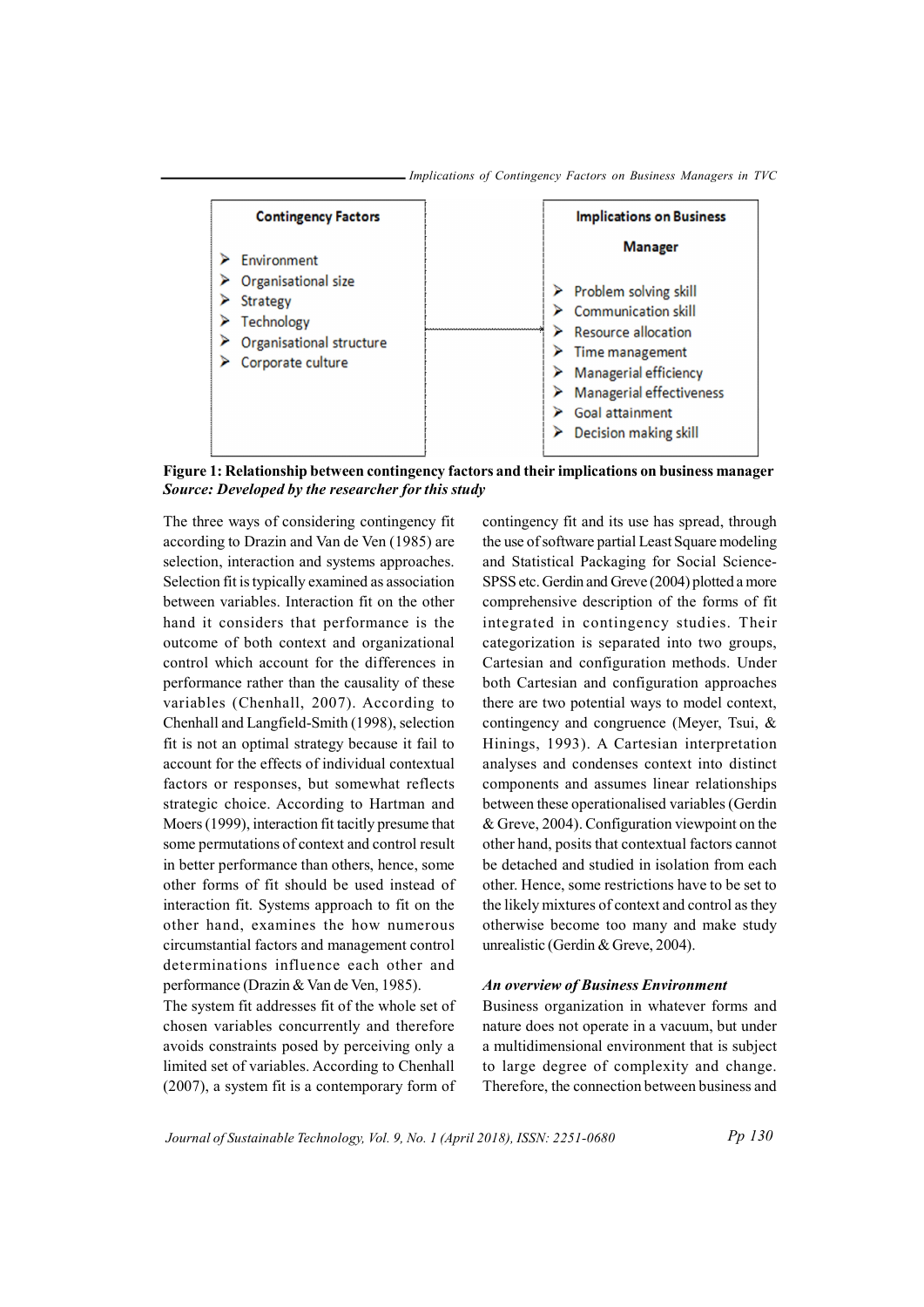| Contingency Factors | | Implications on Business Manager |
|---|---|---|
| ➢ Environment<br>➢ Organisational size<br>➢ Strategy<br>➢ Technology<br>➢ Organisational structure<br>➢ Corporate culture | → | ➢ Problem solving skill<br>➢ Communication skill<br>➢ Resource allocation<br>➢ Time management<br>➢ Managerial efficiency<br>➢ Managerial effectiveness<br>➢ Goal attainment<br>➢ Decision making skill |

**Figure 1: Relationship between contingency factors and their implications on business manager**
***Source: Developed by the researcher for this study***

The three ways of considering contingency fit according to Drazin and Van de Ven (1985) are selection, interaction and systems approaches. Selection fit is typically examined as association between variables. Interaction fit on the other hand it considers that performance is the outcome of both context and organizational control which account for the differences in performance rather than the causality of these variables (Chenhall, 2007). According to Chenhall and Langfield-Smith (1998), selection fit is not an optimal strategy because it fail to account for the effects of individual contextual factors or responses, but somewhat reflects strategic choice. According to Hartman and Moers (1999), interaction fit tacitly presume that some permutations of context and control result in better performance than others, hence, some other forms of fit should be used instead of interaction fit. Systems approach to fit on the other hand, examines the how numerous circumstantial factors and management control determinations influence each other and performance (Drazin & Van de Ven, 1985).

The system fit addresses fit of the whole set of chosen variables concurrently and therefore avoids constraints posed by perceiving only a limited set of variables. According to Chenhall (2007), a system fit is a contemporary form of contingency fit and its use has spread, through the use of software partial Least Square modeling and Statistical Packaging for Social Science-SPSS etc. Gerdin and Greve (2004) plotted a more comprehensive description of the forms of fit integrated in contingency studies. Their categorization is separated into two groups, Cartesian and configuration methods. Under both Cartesian and configuration approaches there are two potential ways to model context, contingency and congruence (Meyer, Tsui, & Hinings, 1993). A Cartesian interpretation analyses and condenses context into distinct components and assumes linear relationships between these operationalised variables (Gerdin & Greve, 2004). Configuration viewpoint on the other hand, posits that contextual factors cannot be detached and studied in isolation from each other. Hence, some restrictions have to be set to the likely mixtures of context and control as they otherwise become too many and make study unrealistic (Gerdin & Greve, 2004).

### *An overview of Business Environment*

Business organization in whatever forms and nature does not operate in a vacuum, but under a multidimensional environment that is subject to large degree of complexity and change. Therefore, the connection between business and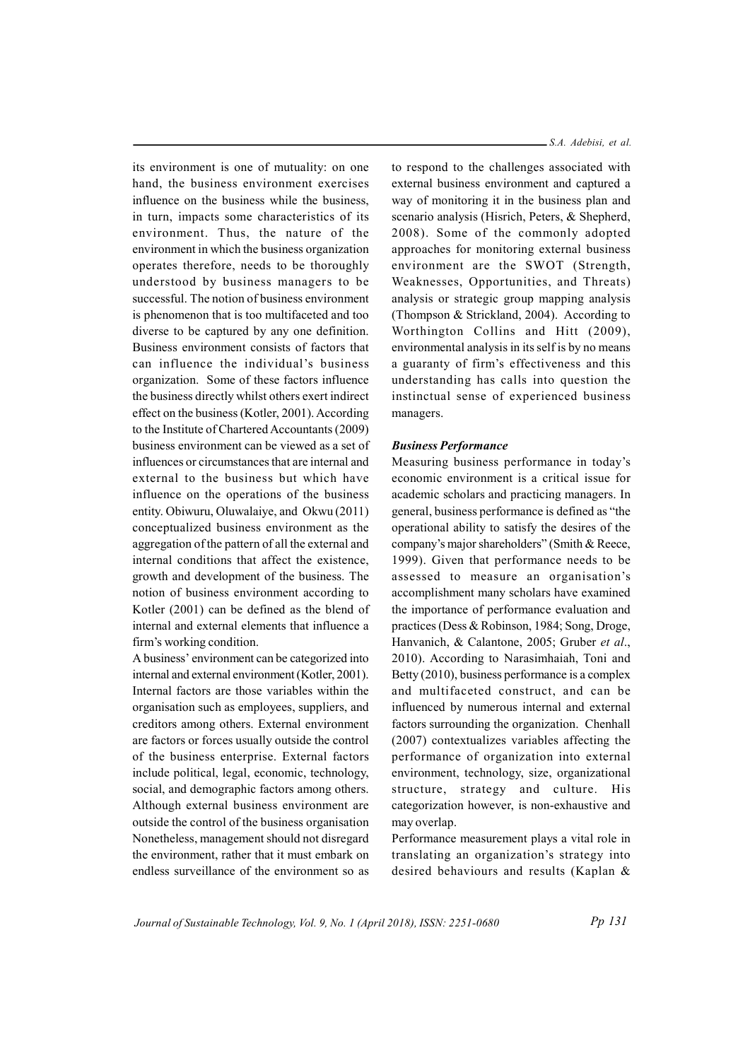its environment is one of mutuality: on one hand, the business environment exercises influence on the business while the business, in turn, impacts some characteristics of its environment. Thus, the nature of the environment in which the business organization operates therefore, needs to be thoroughly understood by business managers to be successful. The notion of business environment is phenomenon that is too multifaceted and too diverse to be captured by any one definition. Business environment consists of factors that can influence the individual's business organization. Some of these factors influence the business directly whilst others exert indirect effect on the business (Kotler, 2001). According to the Institute of Chartered Accountants (2009) business environment can be viewed as a set of influences or circumstances that are internal and external to the business but which have influence on the operations of the business entity. Obiwuru, Oluwalaiye, and Okwu (2011) conceptualized business environment as the aggregation of the pattern of all the external and internal conditions that affect the existence, growth and development of the business. The notion of business environment according to Kotler (2001) can be defined as the blend of internal and external elements that influence a firm's working condition.

A business' environment can be categorized into internal and external environment (Kotler, 2001). Internal factors are those variables within the organisation such as employees, suppliers, and creditors among others. External environment are factors or forces usually outside the control of the business enterprise. External factors include political, legal, economic, technology, social, and demographic factors among others. Although external business environment are outside the control of the business organisation Nonetheless, management should not disregard the environment, rather that it must embark on endless surveillance of the environment so as to respond to the challenges associated with external business environment and captured a way of monitoring it in the business plan and scenario analysis (Hisrich, Peters, & Shepherd, 2008). Some of the commonly adopted approaches for monitoring external business environment are the SWOT (Strength, Weaknesses, Opportunities, and Threats) analysis or strategic group mapping analysis (Thompson & Strickland, 2004). According to Worthington Collins and Hitt (2009), environmental analysis in its self is by no means a guaranty of firm's effectiveness and this understanding has calls into question the instinctual sense of experienced business managers.

***Business Performance***

Measuring business performance in today's economic environment is a critical issue for academic scholars and practicing managers. In general, business performance is defined as "the operational ability to satisfy the desires of the company's major shareholders" (Smith & Reece, 1999). Given that performance needs to be assessed to measure an organisation's accomplishment many scholars have examined the importance of performance evaluation and practices (Dess & Robinson, 1984; Song, Droge, Hanvanich, & Calantone, 2005; Gruber *et al*., 2010). According to Narasimhaiah, Toni and Betty (2010), business performance is a complex and multifaceted construct, and can be influenced by numerous internal and external factors surrounding the organization. Chenhall (2007) contextualizes variables affecting the performance of organization into external environment, technology, size, organizational structure, strategy and culture. His categorization however, is non-exhaustive and may overlap.

Performance measurement plays a vital role in translating an organization's strategy into desired behaviours and results (Kaplan &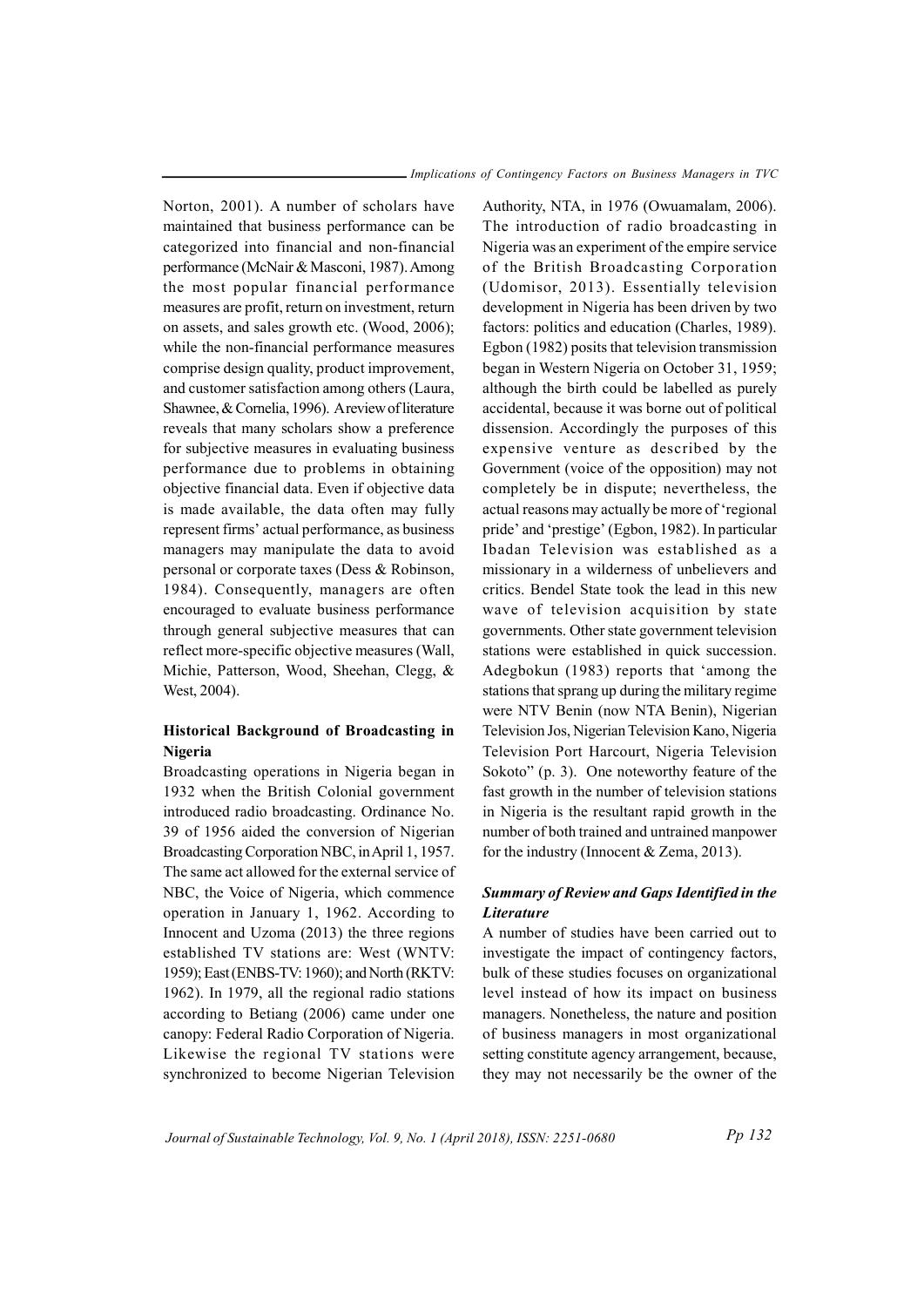Norton, 2001). A number of scholars have maintained that business performance can be categorized into financial and non-financial performance (McNair & Masconi, 1987). Among the most popular financial performance measures are profit, return on investment, return on assets, and sales growth etc. (Wood, 2006); while the non-financial performance measures comprise design quality, product improvement, and customer satisfaction among others (Laura, Shawnee, & Cornelia, 1996). A review of literature reveals that many scholars show a preference for subjective measures in evaluating business performance due to problems in obtaining objective financial data. Even if objective data is made available, the data often may fully represent firms' actual performance, as business managers may manipulate the data to avoid personal or corporate taxes (Dess & Robinson, 1984). Consequently, managers are often encouraged to evaluate business performance through general subjective measures that can reflect more-specific objective measures (Wall, Michie, Patterson, Wood, Sheehan, Clegg, & West, 2004).

## Historical Background of Broadcasting in Nigeria

Broadcasting operations in Nigeria began in 1932 when the British Colonial government introduced radio broadcasting. Ordinance No. 39 of 1956 aided the conversion of Nigerian Broadcasting Corporation NBC, in April 1, 1957. The same act allowed for the external service of NBC, the Voice of Nigeria, which commence operation in January 1, 1962. According to Innocent and Uzoma (2013) the three regions established TV stations are: West (WNTV: 1959); East (ENBS-TV: 1960); and North (RKTV: 1962). In 1979, all the regional radio stations according to Betiang (2006) came under one canopy: Federal Radio Corporation of Nigeria. Likewise the regional TV stations were synchronized to become Nigerian Television Authority, NTA, in 1976 (Owuamalam, 2006). The introduction of radio broadcasting in Nigeria was an experiment of the empire service of the British Broadcasting Corporation (Udomisor, 2013). Essentially television development in Nigeria has been driven by two factors: politics and education (Charles, 1989). Egbon (1982) posits that television transmission began in Western Nigeria on October 31, 1959; although the birth could be labelled as purely accidental, because it was borne out of political dissension. Accordingly the purposes of this expensive venture as described by the Government (voice of the opposition) may not completely be in dispute; nevertheless, the actual reasons may actually be more of 'regional pride' and 'prestige' (Egbon, 1982). In particular Ibadan Television was established as a missionary in a wilderness of unbelievers and critics. Bendel State took the lead in this new wave of television acquisition by state governments. Other state government television stations were established in quick succession. Adegbokun (1983) reports that 'among the stations that sprang up during the military regime were NTV Benin (now NTA Benin), Nigerian Television Jos, Nigerian Television Kano, Nigeria Television Port Harcourt, Nigeria Television Sokoto" (p. 3). One noteworthy feature of the fast growth in the number of television stations in Nigeria is the resultant rapid growth in the number of both trained and untrained manpower for the industry (Innocent & Zema, 2013).

### *Summary of Review and Gaps Identified in the Literature*

A number of studies have been carried out to investigate the impact of contingency factors, bulk of these studies focuses on organizational level instead of how its impact on business managers. Nonetheless, the nature and position of business managers in most organizational setting constitute agency arrangement, because, they may not necessarily be the owner of the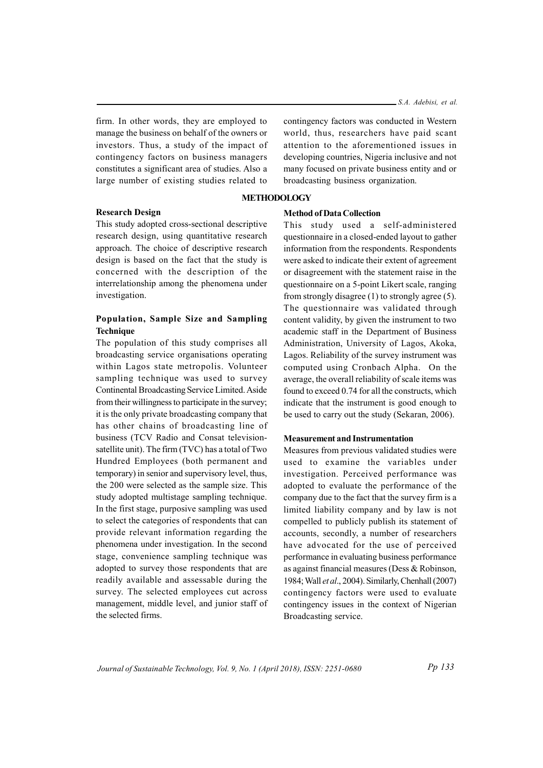firm. In other words, they are employed to manage the business on behalf of the owners or investors. Thus, a study of the impact of contingency factors on business managers constitutes a significant area of studies. Also a large number of existing studies related to contingency factors was conducted in Western world, thus, researchers have paid scant attention to the aforementioned issues in developing countries, Nigeria inclusive and not many focused on private business entity and or broadcasting business organization.

## METHODOLOGY

### Research Design

This study adopted cross-sectional descriptive research design, using quantitative research approach. The choice of descriptive research design is based on the fact that the study is concerned with the description of the interrelationship among the phenomena under investigation.

### Population, Sample Size and Sampling Technique

The population of this study comprises all broadcasting service organisations operating within Lagos state metropolis. Volunteer sampling technique was used to survey Continental Broadcasting Service Limited. Aside from their willingness to participate in the survey; it is the only private broadcasting company that has other chains of broadcasting line of business (TCV Radio and Consat television-satellite unit). The firm (TVC) has a total of Two Hundred Employees (both permanent and temporary) in senior and supervisory level, thus, the 200 were selected as the sample size. This study adopted multistage sampling technique. In the first stage, purposive sampling was used to select the categories of respondents that can provide relevant information regarding the phenomena under investigation. In the second stage, convenience sampling technique was adopted to survey those respondents that are readily available and assessable during the survey. The selected employees cut across management, middle level, and junior staff of the selected firms.

### Method of Data Collection

This study used a self-administered questionnaire in a closed-ended layout to gather information from the respondents. Respondents were asked to indicate their extent of agreement or disagreement with the statement raise in the questionnaire on a 5-point Likert scale, ranging from strongly disagree (1) to strongly agree (5). The questionnaire was validated through content validity, by given the instrument to two academic staff in the Department of Business Administration, University of Lagos, Akoka, Lagos. Reliability of the survey instrument was computed using Cronbach Alpha. On the average, the overall reliability of scale items was found to exceed 0.74 for all the constructs, which indicate that the instrument is good enough to be used to carry out the study (Sekaran, 2006).

### Measurement and Instrumentation

Measures from previous validated studies were used to examine the variables under investigation. Perceived performance was adopted to evaluate the performance of the company due to the fact that the survey firm is a limited liability company and by law is not compelled to publicly publish its statement of accounts, secondly, a number of researchers have advocated for the use of perceived performance in evaluating business performance as against financial measures (Dess & Robinson, 1984; Wall *et al*., 2004). Similarly, Chenhall (2007) contingency factors were used to evaluate contingency issues in the context of Nigerian Broadcasting service.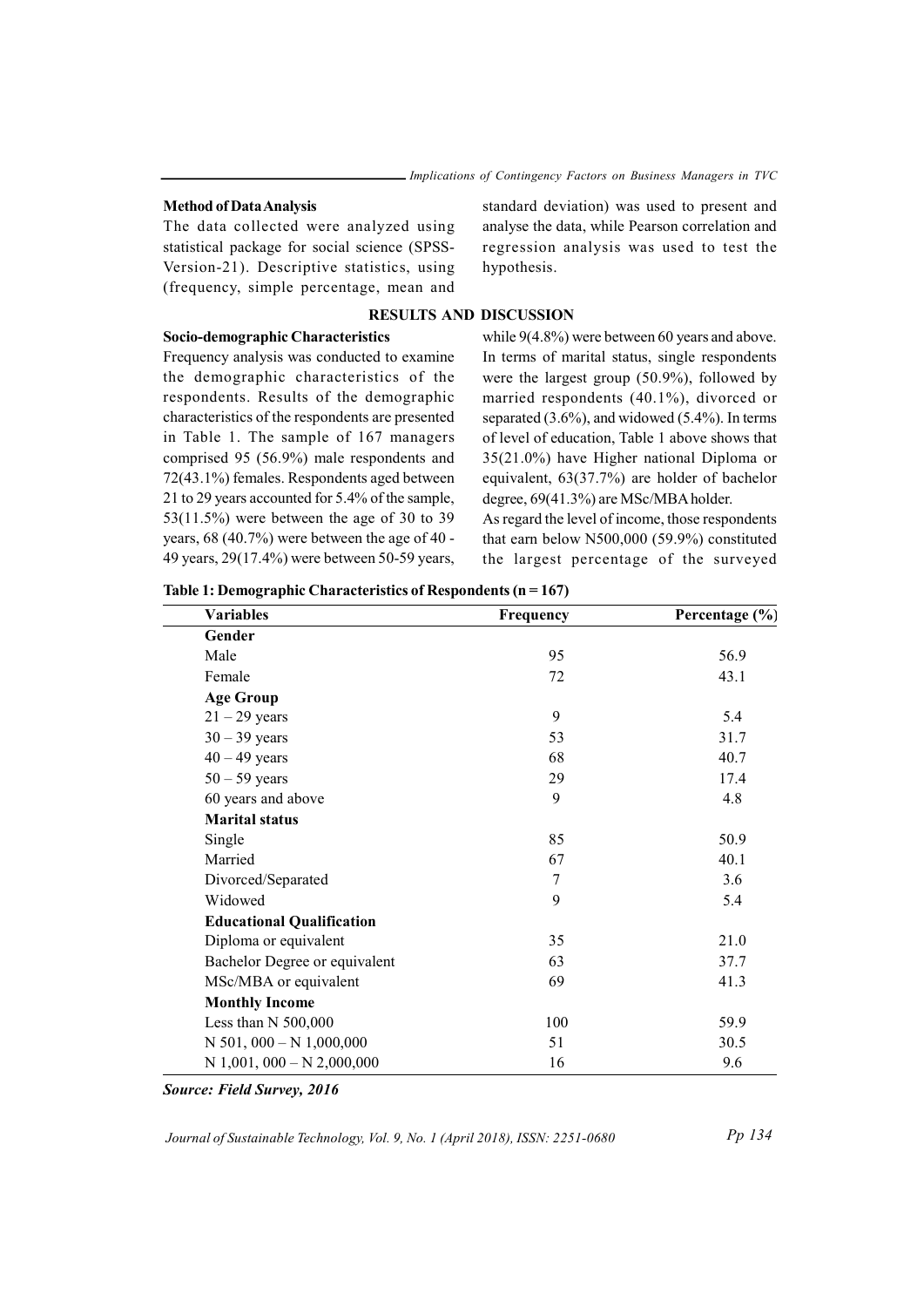### Method of Data Analysis

The data collected were analyzed using statistical package for social science (SPSS-Version-21). Descriptive statistics, using (frequency, simple percentage, mean and standard deviation) was used to present and analyse the data, while Pearson correlation and regression analysis was used to test the hypothesis.

## RESULTS AND DISCUSSION

### Socio-demographic Characteristics

Frequency analysis was conducted to examine the demographic characteristics of the respondents. Results of the demographic characteristics of the respondents are presented in Table 1. The sample of 167 managers comprised 95 (56.9%) male respondents and 72(43.1%) females. Respondents aged between 21 to 29 years accounted for 5.4% of the sample, 53(11.5%) were between the age of 30 to 39 years, 68 (40.7%) were between the age of 40 - 49 years, 29(17.4%) were between 50-59 years, while 9(4.8%) were between 60 years and above. In terms of marital status, single respondents were the largest group (50.9%), followed by married respondents (40.1%), divorced or separated (3.6%), and widowed (5.4%). In terms of level of education, Table 1 above shows that 35(21.0%) have Higher national Diploma or equivalent, 63(37.7%) are holder of bachelor degree, 69(41.3%) are MSc/MBA holder.

As regard the level of income, those respondents that earn below N500,000 (59.9%) constituted the largest percentage of the surveyed

**Table 1: Demographic Characteristics of Respondents (n = 167)**

| Variables | Frequency | Percentage (%) |
|---|---|---|
| **Gender** | | |
| Male | 95 | 56.9 |
| Female | 72 | 43.1 |
| **Age Group** | | |
| 21 – 29 years | 9 | 5.4 |
| 30 – 39 years | 53 | 31.7 |
| 40 – 49 years | 68 | 40.7 |
| 50 – 59 years | 29 | 17.4 |
| 60 years and above | 9 | 4.8 |
| **Marital status** | | |
| Single | 85 | 50.9 |
| Married | 67 | 40.1 |
| Divorced/Separated | 7 | 3.6 |
| Widowed | 9 | 5.4 |
| **Educational Qualification** | | |
| Diploma or equivalent | 35 | 21.0 |
| Bachelor Degree or equivalent | 63 | 37.7 |
| MSc/MBA or equivalent | 69 | 41.3 |
| **Monthly Income** | | |
| Less than N 500,000 | 100 | 59.9 |
| N 501, 000 – N 1,000,000 | 51 | 30.5 |
| N 1,001, 000 – N 2,000,000 | 16 | 9.6 |

***Source: Field Survey, 2016***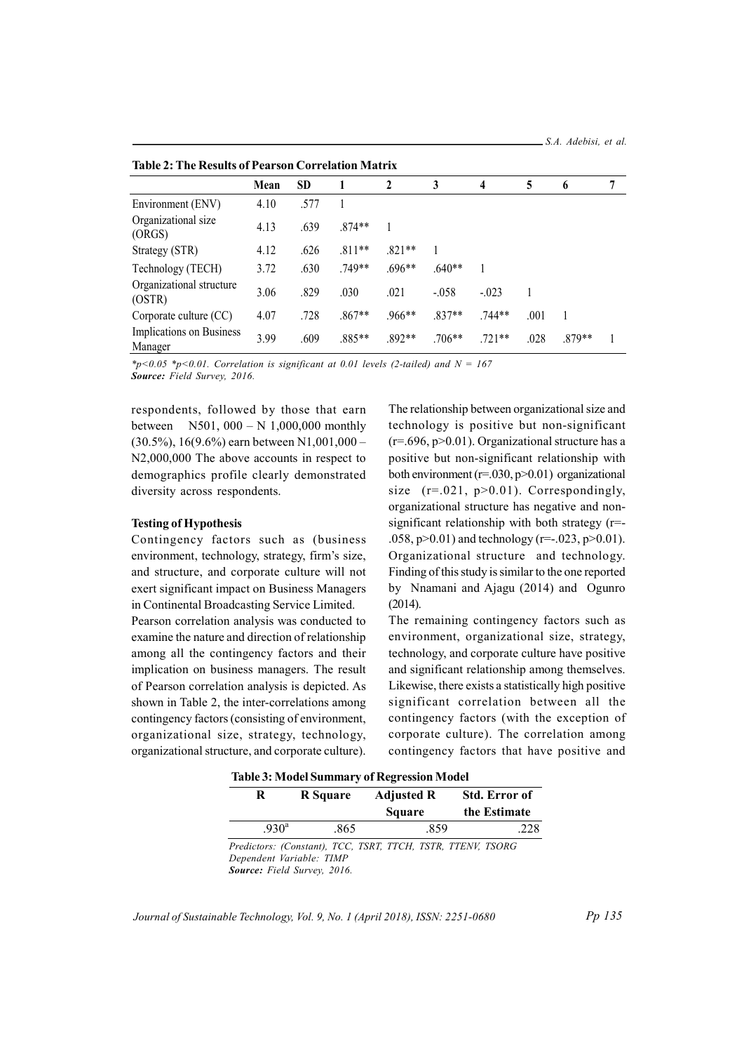**Table 2: The Results of Pearson Correlation Matrix**

| | Mean | SD | 1 | 2 | 3 | 4 | 5 | 6 | 7 |
|---|---|---|---|---|---|---|---|---|---|
| Environment (ENV) | 4.10 | .577 | 1 | | | | | | |
| Organizational size (ORGS) | 4.13 | .639 | .874** | 1 | | | | | |
| Strategy (STR) | 4.12 | .626 | .811** | .821** | 1 | | | | |
| Technology (TECH) | 3.72 | .630 | .749** | .696** | .640** | 1 | | | |
| Organizational structure (OSTR) | 3.06 | .829 | .030 | .021 | -.058 | -.023 | 1 | | |
| Corporate culture (CC) | 4.07 | .728 | .867** | .966** | .837** | .744** | .001 | 1 | |
| Implications on Business Manager | 3.99 | .609 | .885** | .892** | .706** | .721** | .028 | .879** | 1 |

*\*p<0.05 \*p<0.01. Correlation is significant at 0.01 levels (2-tailed) and N = 167*
***Source:** Field Survey, 2016.*

respondents, followed by those that earn between N501, 000 – N 1,000,000 monthly (30.5%), 16(9.6%) earn between N1,001,000 – N2,000,000 The above accounts in respect to demographics profile clearly demonstrated diversity across respondents.

**Testing of Hypothesis**

Contingency factors such as (business environment, technology, strategy, firm's size, and structure, and corporate culture will not exert significant impact on Business Managers in Continental Broadcasting Service Limited.

Pearson correlation analysis was conducted to examine the nature and direction of relationship among all the contingency factors and their implication on business managers. The result of Pearson correlation analysis is depicted. As shown in Table 2, the inter-correlations among contingency factors (consisting of environment, organizational size, strategy, technology, organizational structure, and corporate culture).

The relationship between organizational size and technology is positive but non-significant ($r=.696, p>0.01$). Organizational structure has a positive but non-significant relationship with both environment ($r=.030, p>0.01$) organizational size ($r=.021, p>0.01$). Correspondingly, organizational structure has negative and non-significant relationship with both strategy ($r=-.058, p>0.01$) and technology ($r=-.023, p>0.01$). Organizational structure and technology. Finding of this study is similar to the one reported by Nnamani and Ajagu (2014) and Ogunro (2014).

The remaining contingency factors such as environment, organizational size, strategy, technology, and corporate culture have positive and significant relationship among themselves. Likewise, there exists a statistically high positive significant correlation between all the contingency factors (with the exception of corporate culture). The correlation among contingency factors that have positive and

**Table 3: Model Summary of Regression Model**

| R | R Square | Adjusted R Square | Std. Error of the Estimate |
|---|---|---|---|
| .930[a] | .865 | .859 | .228 |

*Predictors: (Constant), TCC, TSRT, TTCH, TSTR, TTENV, TSORG*
*Dependent Variable: TIMP*
***Source:** Field Survey, 2016.*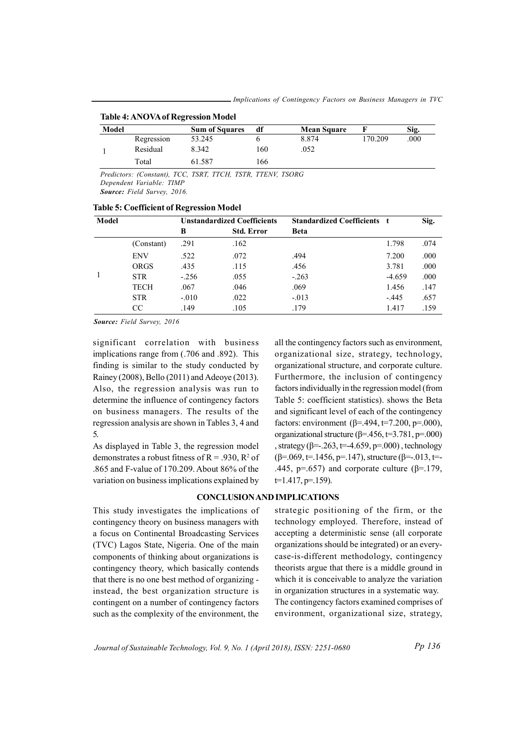**Table 4: ANOVA of Regression Model**

| Model | | Sum of Squares | df | Mean Square | F | Sig. |
|---|---|---|---|---|---|---|
| 1 | Regression | 53.245 | 6 | 8.874 | 170.209 | .000 |
| | Residual | 8.342 | 160 | .052 | | |
| | Total | 61.587 | 166 | | | |

*Predictors: (Constant), TCC, TSRT, TTCH, TSTR, TTENV, TSORG*
*Dependent Variable: TIMP*
***Source:** Field Survey, 2016.*

**Table 5: Coefficient of Regression Model**

| Model | | Unstandardized Coefficients | | Standardized Coefficients | t | Sig. |
|---|---|---|---|---|---|---|
| | | B | Std. Error | Beta | | |
| 1 | (Constant) | .291 | .162 | | 1.798 | .074 |
| | ENV | .522 | .072 | .494 | 7.200 | .000 |
| | ORGS | .435 | .115 | .456 | 3.781 | .000 |
| | STR | -.256 | .055 | -.263 | -4.659 | .000 |
| | TECH | .067 | .046 | .069 | 1.456 | .147 |
| | STR | -.010 | .022 | -.013 | -.445 | .657 |
| | CC | .149 | .105 | .179 | 1.417 | .159 |

***Source:** Field Survey, 2016*

significant correlation with business implications range from (.706 and .892). This finding is similar to the study conducted by Rainey (2008), Bello (2011) and Adeoye (2013). Also, the regression analysis was run to determine the influence of contingency factors on business managers. The results of the regression analysis are shown in Tables 3, 4 and 5.

As displayed in Table 3, the regression model demonstrates a robust fitness of R = .930, $R^2$ of .865 and F-value of 170.209. About 86% of the variation on business implications explained by all the contingency factors such as environment, organizational size, strategy, technology, organizational structure, and corporate culture. Furthermore, the inclusion of contingency factors individually in the regression model (from Table 5: coefficient statistics). shows the Beta and significant level of each of the contingency factors: environment (β=.494, t=7.200, p=.000), organizational structure (β=.456, t=3.781, p=.000), strategy (β=-.263, t=-4.659, p=.000), technology (β=.069, t=.1456, p=.147), structure (β=-.013, t=-.445, p=.657) and corporate culture (β=.179, t=1.417, p=.159).

## CONCLUSION AND IMPLICATIONS

This study investigates the implications of contingency theory on business managers with a focus on Continental Broadcasting Services (TVC) Lagos State, Nigeria. One of the main components of thinking about organizations is contingency theory, which basically contends that there is no one best method of organizing - instead, the best organization structure is contingent on a number of contingency factors such as the complexity of the environment, the strategic positioning of the firm, or the technology employed. Therefore, instead of accepting a deterministic sense (all corporate organizations should be integrated) or an every-case-is-different methodology, contingency theorists argue that there is a middle ground in which it is conceivable to analyze the variation in organization structures in a systematic way. The contingency factors examined comprises of environment, organizational size, strategy,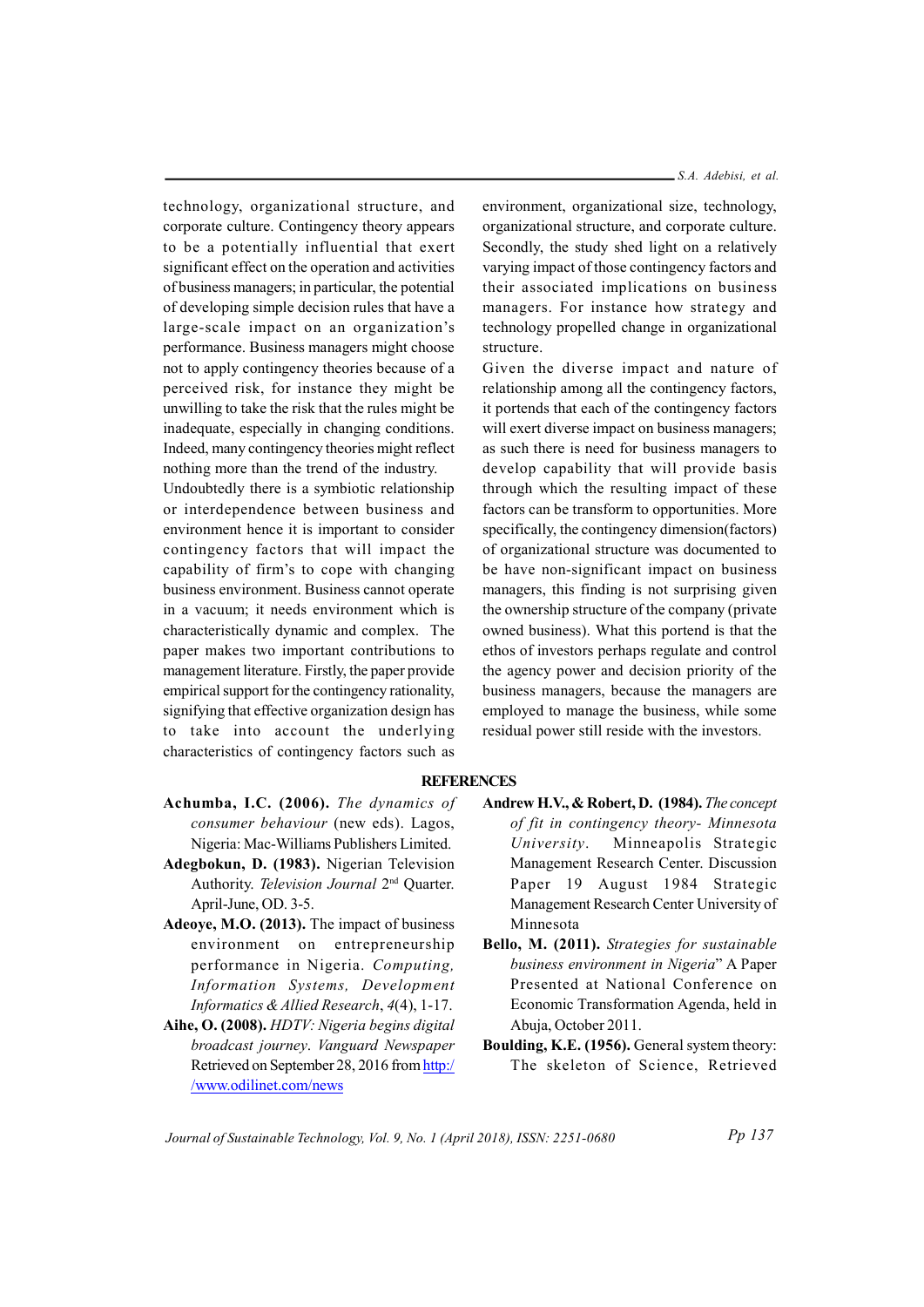technology, organizational structure, and corporate culture. Contingency theory appears to be a potentially influential that exert significant effect on the operation and activities of business managers; in particular, the potential of developing simple decision rules that have a large-scale impact on an organization's performance. Business managers might choose not to apply contingency theories because of a perceived risk, for instance they might be unwilling to take the risk that the rules might be inadequate, especially in changing conditions. Indeed, many contingency theories might reflect nothing more than the trend of the industry.

Undoubtedly there is a symbiotic relationship or interdependence between business and environment hence it is important to consider contingency factors that will impact the capability of firm's to cope with changing business environment. Business cannot operate in a vacuum; it needs environment which is characteristically dynamic and complex. The paper makes two important contributions to management literature. Firstly, the paper provide empirical support for the contingency rationality, signifying that effective organization design has to take into account the underlying characteristics of contingency factors such as environment, organizational size, technology, organizational structure, and corporate culture. Secondly, the study shed light on a relatively varying impact of those contingency factors and their associated implications on business managers. For instance how strategy and technology propelled change in organizational structure.

Given the diverse impact and nature of relationship among all the contingency factors, it portends that each of the contingency factors will exert diverse impact on business managers; as such there is need for business managers to develop capability that will provide basis through which the resulting impact of these factors can be transform to opportunities. More specifically, the contingency dimension(factors) of organizational structure was documented to be have non-significant impact on business managers, this finding is not surprising given the ownership structure of the company (private owned business). What this portend is that the ethos of investors perhaps regulate and control the agency power and decision priority of the business managers, because the managers are employed to manage the business, while some residual power still reside with the investors.

## REFERENCES

**Achumba, I.C. (2006).** *The dynamics of consumer behaviour* (new eds). Lagos, Nigeria: Mac-Williams Publishers Limited.

**Adegbokun, D. (1983).** Nigerian Television Authority. *Television Journal* 2nd Quarter. April-June, OD. 3-5.

**Adeoye, M.O. (2013).** The impact of business environment on entrepreneurship performance in Nigeria. *Computing, Information Systems, Development Informatics & Allied Research*, *4*(4), 1-17.

**Aihe, O. (2008).** *HDTV: Nigeria begins digital broadcast journey*. *Vanguard Newspaper* Retrieved on September 28, 2016 from http://www.odilinet.com/news

**Andrew H.V., & Robert, D. (1984).** *The concept of fit in contingency theory- Minnesota University*. Minneapolis Strategic Management Research Center. Discussion Paper 19 August 1984 Strategic Management Research Center University of Minnesota

**Bello, M. (2011).** *Strategies for sustainable business environment in Nigeria*" A Paper Presented at National Conference on Economic Transformation Agenda, held in Abuja, October 2011.

**Boulding, K.E. (1956).** General system theory: The skeleton of Science, Retrieved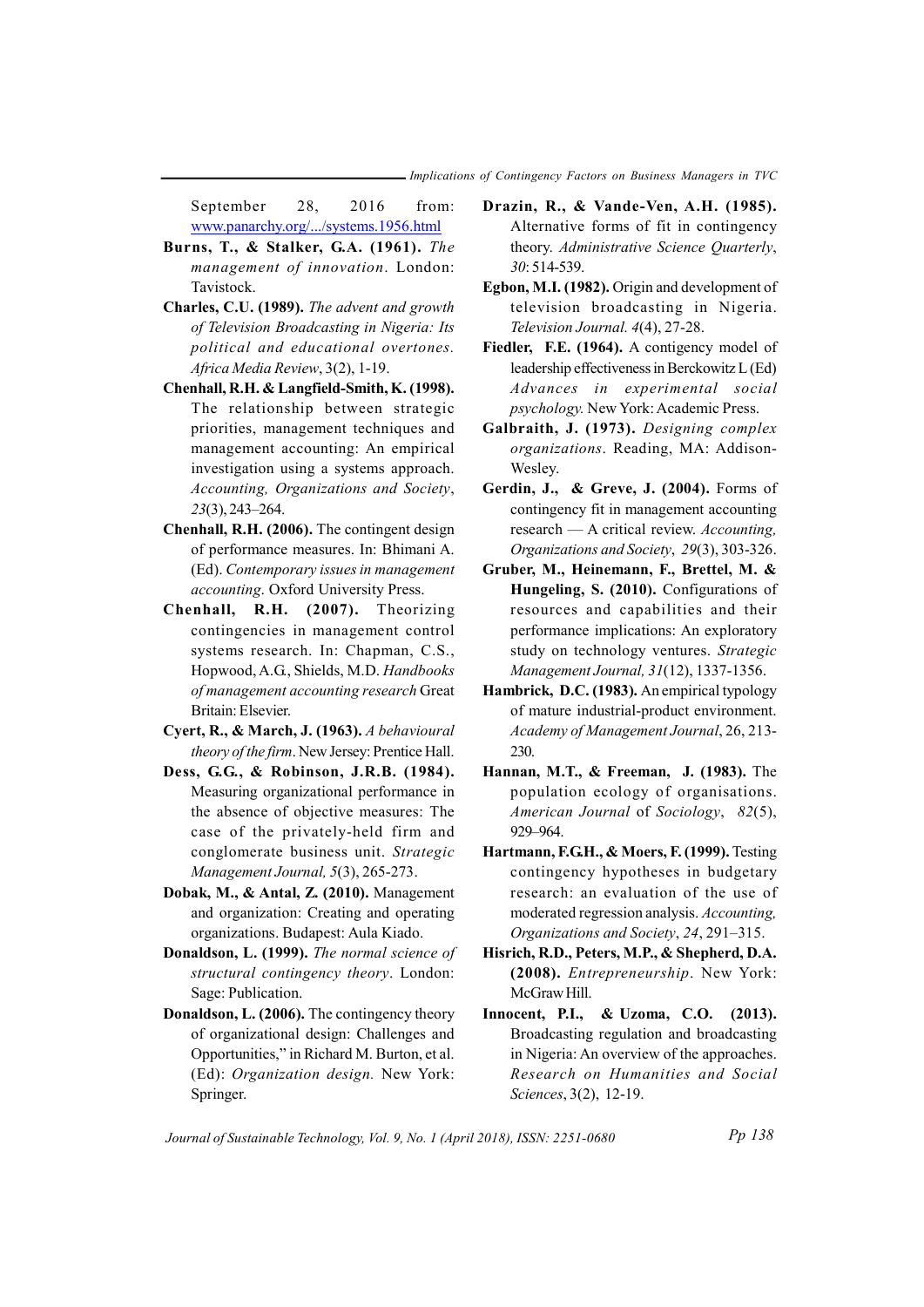September 28, 2016 from: www.panarchy.org/.../systems.1956.html

**Burns, T., & Stalker, G.A. (1961).** *The management of innovation*. London: Tavistock.

**Charles, C.U. (1989).** *The advent and growth of Television Broadcasting in Nigeria: Its political and educational overtones. Africa Media Review*, 3(2), 1-19.

**Chenhall, R.H. & Langfield-Smith, K. (1998).** The relationship between strategic priorities, management techniques and management accounting: An empirical investigation using a systems approach. *Accounting, Organizations and Society*, *23*(3), 243–264.

**Chenhall, R.H. (2006).** The contingent design of performance measures. In: Bhimani A. (Ed). *Contemporary issues in management accounting*. Oxford University Press.

**Chenhall, R.H. (2007).** Theorizing contingencies in management control systems research. In: Chapman, C.S., Hopwood, A.G., Shields, M.D. *Handbooks of management accounting research* Great Britain: Elsevier.

**Cyert, R., & March, J. (1963).** *A behavioural theory of the firm*. New Jersey: Prentice Hall.

**Dess, G.G., & Robinson, J.R.B. (1984).** Measuring organizational performance in the absence of objective measures: The case of the privately-held firm and conglomerate business unit. *Strategic Management Journal, 5*(3), 265-273.

**Dobak, M., & Antal, Z. (2010).** Management and organization: Creating and operating organizations. Budapest: Aula Kiado.

**Donaldson, L. (1999).** *The normal science of structural contingency theory*. London: Sage: Publication.

**Donaldson, L. (2006).** The contingency theory of organizational design: Challenges and Opportunities," in Richard M. Burton, et al. (Ed): *Organization design.* New York: Springer.

**Drazin, R., & Vande-Ven, A.H. (1985).** Alternative forms of fit in contingency theory. *Administrative Science Quarterly*, *30*: 514-539.

**Egbon, M.I. (1982).** Origin and development of television broadcasting in Nigeria. *Television Journal. 4*(4), 27-28.

**Fiedler, F.E. (1964).** A contigency model of leadership effectiveness in Berckowitz L (Ed) *Advances in experimental social psychology.* New York: Academic Press.

**Galbraith, J. (1973).** *Designing complex organizations*. Reading, MA: Addison-Wesley.

**Gerdin, J., & Greve, J. (2004).** Forms of contingency fit in management accounting research — A critical review. *Accounting, Organizations and Society*, *29*(3), 303-326.

**Gruber, M., Heinemann, F., Brettel, M. & Hungeling, S. (2010).** Configurations of resources and capabilities and their performance implications: An exploratory study on technology ventures. *Strategic Management Journal, 31*(12), 1337-1356.

**Hambrick, D.C. (1983).** An empirical typology of mature industrial-product environment. *Academy of Management Journal*, 26, 213-230.

**Hannan, M.T., & Freeman, J. (1983).** The population ecology of organisations. *American Journal* of *Sociology*, *82*(5), 929–964.

**Hartmann, F.G.H., & Moers, F. (1999).** Testing contingency hypotheses in budgetary research: an evaluation of the use of moderated regression analysis. *Accounting, Organizations and Society*, *24*, 291–315.

**Hisrich, R.D., Peters, M.P., & Shepherd, D.A. (2008).** *Entrepreneurship*. New York: McGraw Hill.

**Innocent, P.I., & Uzoma, C.O. (2013).** Broadcasting regulation and broadcasting in Nigeria: An overview of the approaches. *Research on Humanities and Social Sciences*, 3(2), 12-19.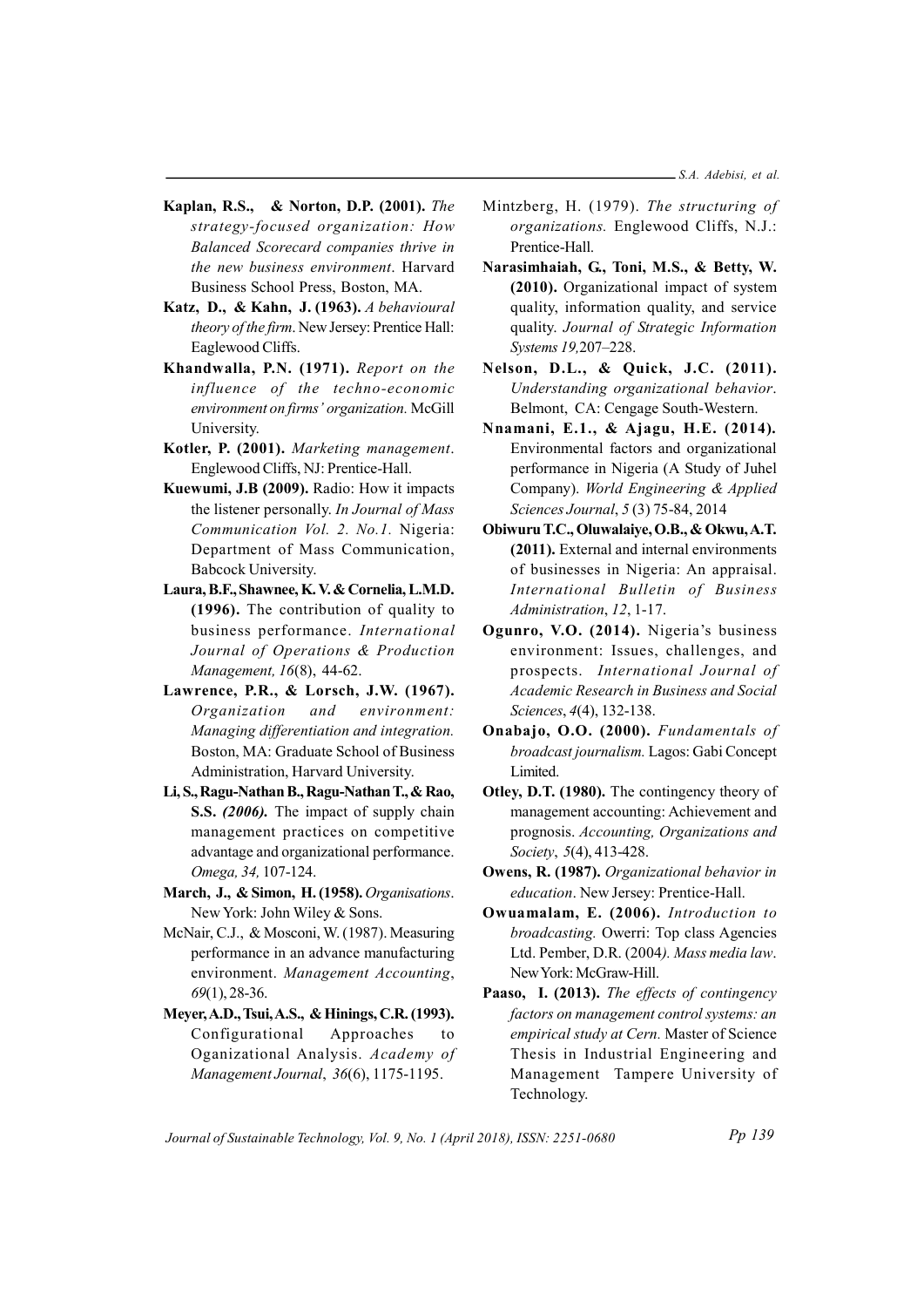**Kaplan, R.S., & Norton, D.P. (2001).** *The strategy-focused organization: How Balanced Scorecard companies thrive in the new business environment*. Harvard Business School Press, Boston, MA.

**Katz, D., & Kahn, J. (1963).** *A behavioural theory of the firm*. New Jersey: Prentice Hall: Eaglewood Cliffs.

**Khandwalla, P.N. (1971).** *Report on the influence of the techno-economic environment on firms' organization.* McGill University.

**Kotler, P. (2001).** *Marketing management*. Englewood Cliffs, NJ: Prentice-Hall.

**Kuewumi, J.B (2009).** Radio: How it impacts the listener personally. *In Journal of Mass Communication Vol. 2. No.1.* Nigeria: Department of Mass Communication, Babcock University.

**Laura, B.F., Shawnee, K. V. & Cornelia, L.M.D. (1996).** The contribution of quality to business performance. *International Journal of Operations & Production Management, 16*(8), 44-62.

**Lawrence, P.R., & Lorsch, J.W. (1967).** *Organization and environment: Managing differentiation and integration.* Boston, MA: Graduate School of Business Administration, Harvard University.

**Li, S., Ragu-Nathan B., Ragu-Nathan T., & Rao, S.S.** ***(2006).*** The impact of supply chain management practices on competitive advantage and organizational performance. *Omega, 34,* 107-124.

**March, J., & Simon, H. (1958).** *Organisations*. New York: John Wiley & Sons.

McNair, C.J., & Mosconi, W. (1987). Measuring performance in an advance manufacturing environment. *Management Accounting*, *69*(1), 28-36.

**Meyer, A.D., Tsui, A.S., & Hinings, C.R. (1993).** Configurational Approaches to Oganizational Analysis. *Academy of Management Journal*, *36*(6), 1175-1195.

Mintzberg, H. (1979). *The structuring of organizations.* Englewood Cliffs, N.J.: Prentice-Hall.

**Narasimhaiah, G., Toni, M.S., & Betty, W. (2010).** Organizational impact of system quality, information quality, and service quality. *Journal of Strategic Information Systems 19,*207–228.

**Nelson, D.L., & Quick, J.C. (2011).** *Understanding organizational behavior*. Belmont, CA: Cengage South-Western.

**Nnamani, E.1., & Ajagu, H.E. (2014).** Environmental factors and organizational performance in Nigeria (A Study of Juhel Company). *World Engineering & Applied Sciences Journal*, *5* (3) 75-84, 2014

**Obiwuru T.C., Oluwalaiye, O.B., & Okwu, A.T. (2011).** External and internal environments of businesses in Nigeria: An appraisal. *International Bulletin of Business Administration*, *12*, 1-17.

**Ogunro, V.O. (2014).** Nigeria's business environment: Issues, challenges, and prospects. *International Journal of Academic Research in Business and Social Sciences*, *4*(4), 132-138.

**Onabajo, O.O. (2000).** *Fundamentals of broadcast journalism.* Lagos: Gabi Concept Limited.

**Otley, D.T. (1980).** The contingency theory of management accounting: Achievement and prognosis. *Accounting, Organizations and Society*, *5*(4), 413-428.

**Owens, R. (1987).** *Organizational behavior in education*. New Jersey: Prentice-Hall.

**Owuamalam, E. (2006).** *Introduction to broadcasting.* Owerri: Top class Agencies Ltd. Pember, D.R. (2004*). Mass media law*. New York: McGraw-Hill.

**Paaso, I. (2013).** *The effects of contingency factors on management control systems: an empirical study at Cern.* Master of Science Thesis in Industrial Engineering and Management Tampere University of Technology.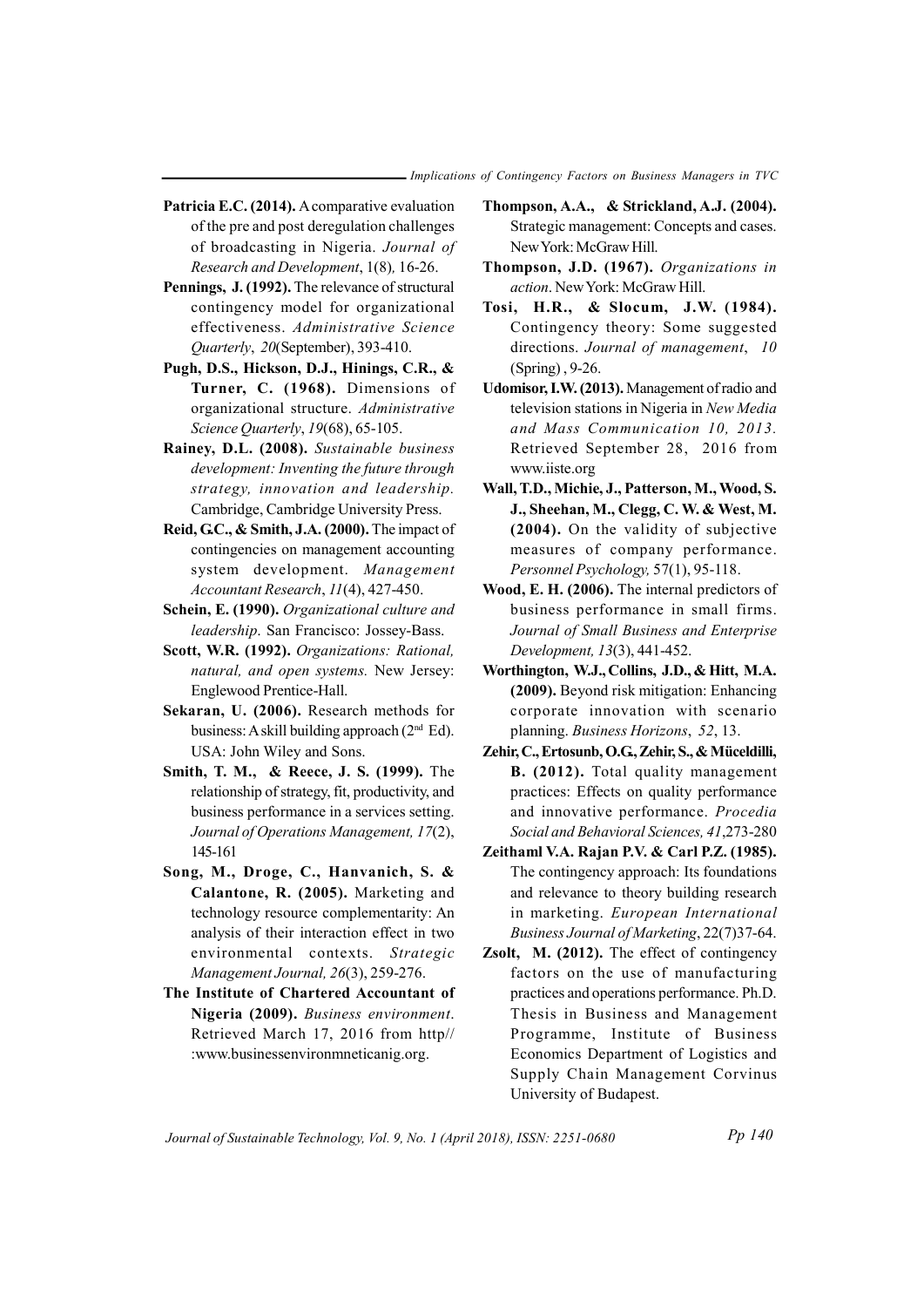**Patricia E.C. (2014).** A comparative evaluation of the pre and post deregulation challenges of broadcasting in Nigeria. *Journal of Research and Development*, 1(8), 16-26.

**Pennings, J. (1992).** The relevance of structural contingency model for organizational effectiveness. *Administrative Science Quarterly*, *20*(September), 393-410.

**Pugh, D.S., Hickson, D.J., Hinings, C.R., & Turner, C. (1968).** Dimensions of organizational structure. *Administrative Science Quarterly*, *19*(68), 65-105.

**Rainey, D.L. (2008).** *Sustainable business development: Inventing the future through strategy, innovation and leadership.* Cambridge, Cambridge University Press.

**Reid, G.C., & Smith, J.A. (2000).** The impact of contingencies on management accounting system development. *Management Accountant Research*, *11*(4), 427-450.

**Schein, E. (1990).** *Organizational culture and leadership.* San Francisco: Jossey-Bass.

**Scott, W.R. (1992).** *Organizations: Rational, natural, and open systems.* New Jersey: Englewood Prentice-Hall.

**Sekaran, U. (2006).** Research methods for business: A skill building approach (2nd Ed). USA: John Wiley and Sons.

**Smith, T. M., & Reece, J. S. (1999).** The relationship of strategy, fit, productivity, and business performance in a services setting. *Journal of Operations Management, 17*(2), 145-161

**Song, M., Droge, C., Hanvanich, S. & Calantone, R. (2005).** Marketing and technology resource complementarity: An analysis of their interaction effect in two environmental contexts. *Strategic Management Journal, 26*(3), 259-276.

**The Institute of Chartered Accountant of Nigeria (2009).** *Business environment*. Retrieved March 17, 2016 from http// :www.businessenvironmneticanig.org.

**Thompson, A.A., & Strickland, A.J. (2004).** Strategic management: Concepts and cases. New York: McGraw Hill.

**Thompson, J.D. (1967).** *Organizations in action*. New York: McGraw Hill.

**Tosi, H.R., & Slocum, J.W. (1984).** Contingency theory: Some suggested directions. *Journal of management*, *10* (Spring) , 9-26.

**Udomisor, I.W. (2013).** Management of radio and television stations in Nigeria in *New Media and Mass Communication 10, 2013.* Retrieved September 28, 2016 from www.iiste.org

**Wall, T.D., Michie, J., Patterson, M., Wood, S. J., Sheehan, M., Clegg, C. W. & West, M. (2004).** On the validity of subjective measures of company performance. *Personnel Psychology,* 57(1), 95-118.

**Wood, E. H. (2006).** The internal predictors of business performance in small firms. *Journal of Small Business and Enterprise Development, 13*(3), 441-452.

**Worthington, W.J., Collins, J.D., & Hitt, M.A. (2009).** Beyond risk mitigation: Enhancing corporate innovation with scenario planning. *Business Horizons*, *52*, 13.

**Zehir, C., Ertosunb, O.G., Zehir, S., & Müceldilli, B. (2012).** Total quality management practices: Effects on quality performance and innovative performance. *Procedia Social and Behavioral Sciences, 41*,273-280

**Zeithaml V.A. Rajan P.V. & Carl P.Z. (1985).** The contingency approach: Its foundations and relevance to theory building research in marketing. *European International Business Journal of Marketing*, 22(7)37-64.

**Zsolt, M. (2012).** The effect of contingency factors on the use of manufacturing practices and operations performance. Ph.D. Thesis in Business and Management Programme, Institute of Business Economics Department of Logistics and Supply Chain Management Corvinus University of Budapest.